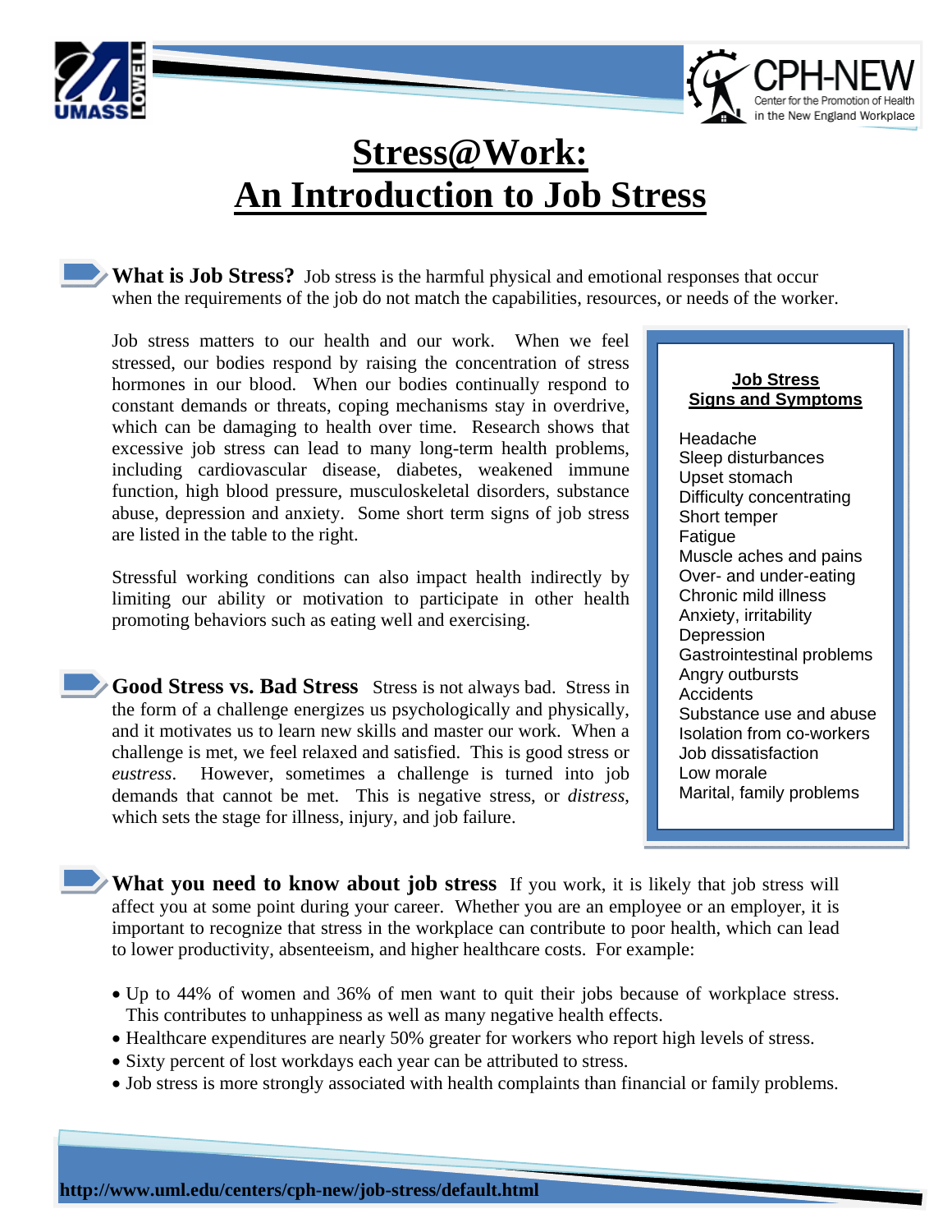# Stress@Work: An Introduction to Job Stress

**What is Job Stress?** Job stress is the harmful physical and emotional responses that occur when the requirements of the job do not match the capabilities, resources, or needs of the worker.

Job stress matters to our health and our work. When we feel stressed, our bodies respond by raising the concentration of stress hormones in our blood. When our bodies continually respond to constant demands or threats, coping mechanisms stay in overdrive, which can be damaging to health over time. Research shows that excessive job stress can lead to many long-term health problems, including cardiovascular disease, diabetes, weakened immune function, high blood pressure, musculoskeletal disorders, substance abuse, depression and anxiety. Some short term signs of job stress are listed in the table to the right.

Stressful working conditions can also impact health indirectly by limiting our ability or motivation to participate in other health promoting behaviors such as eating well and exercising.

**Good Stress vs. Bad Stress** Stress is not always bad. Stress in the form of a challenge energizes us psychologically and physically, and it motivates us to learn new skills and master our work. When a challenge is met, we feel relaxed and satisfied. This is good stress or *eustress*. However, sometimes a challenge is turned into job demands that cannot be met. This is negative stress, or *distress*, which sets the stage for illness, injury, and job failure.

**Job Stress Signs and Symptoms**

- Headache
- Sleep disturbances
- Upset stomach
- Difficulty concentrating
- Short temper
- Fatigue
- Muscle aches and pains
- Over- and under-eating
- Chronic mild illness
- Anxiety, irritability
- Depression
- Gastrointestinal problems
- Angry outbursts
- Accidents
- Substance use and abuse
- Isolation from co-workers
- Job dissatisfaction
- Low morale
- Marital, family problems

**What you need to know about job stress** If you work, it is likely that job stress will affect you at some point during your career. Whether you are an employee or an employer, it is important to recognize that stress in the workplace can contribute to poor health, which can lead to lower productivity, absenteeism, and higher healthcare costs. For example:

- Up to 44% of women and 36% of men want to quit their jobs because of workplace stress. This contributes to unhappiness as well as many negative health effects.
- Healthcare expenditures are nearly 50% greater for workers who report high levels of stress.
- Sixty percent of lost workdays each year can be attributed to stress.
- Job stress is more strongly associated with health complaints than financial or family problems.

**http://www.uml.edu/centers/cph-new/job-stress/default.html**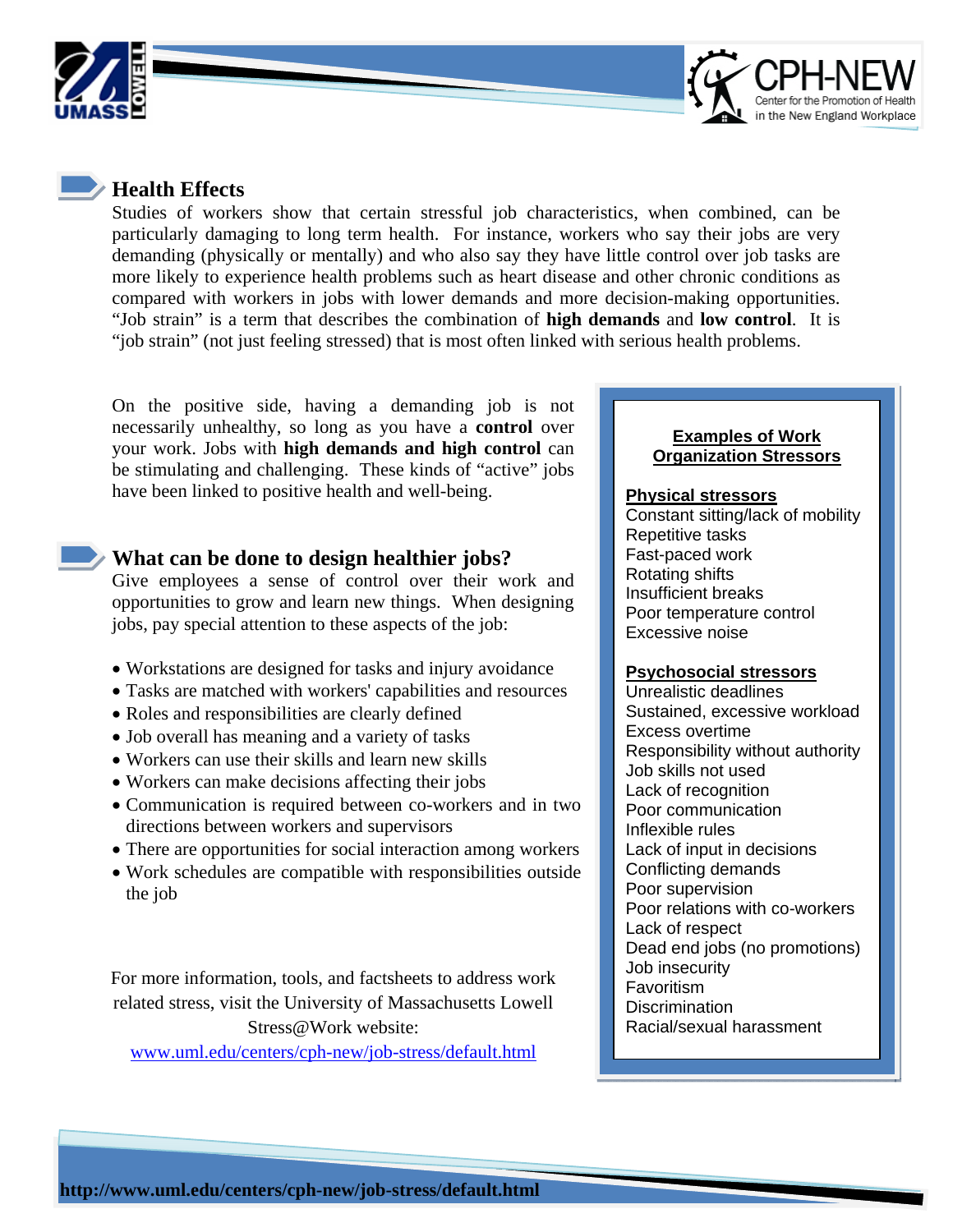## Health Effects

Studies of workers show that certain stressful job characteristics, when combined, can be particularly damaging to long term health. For instance, workers who say their jobs are very demanding (physically or mentally) and who also say they have little control over job tasks are more likely to experience health problems such as heart disease and other chronic conditions as compared with workers in jobs with lower demands and more decision-making opportunities. "Job strain" is a term that describes the combination of **high demands** and **low control**. It is "job strain" (not just feeling stressed) that is most often linked with serious health problems.

On the positive side, having a demanding job is not necessarily unhealthy, so long as you have a **control** over your work. Jobs with **high demands and high control** can be stimulating and challenging. These kinds of "active" jobs have been linked to positive health and well-being.

## What can be done to design healthier jobs?

Give employees a sense of control over their work and opportunities to grow and learn new things. When designing jobs, pay special attention to these aspects of the job:

- Workstations are designed for tasks and injury avoidance
- Tasks are matched with workers' capabilities and resources
- Roles and responsibilities are clearly defined
- Job overall has meaning and a variety of tasks
- Workers can use their skills and learn new skills
- Workers can make decisions affecting their jobs
- Communication is required between co-workers and in two directions between workers and supervisors
- There are opportunities for social interaction among workers
- Work schedules are compatible with responsibilities outside the job

For more information, tools, and factsheets to address work related stress, visit the University of Massachusetts Lowell Stress@Work website:
www.uml.edu/centers/cph-new/job-stress/default.html

### Examples of Work Organization Stressors

**Physical stressors**

Constant sitting/lack of mobility
Repetitive tasks
Fast-paced work
Rotating shifts
Insufficient breaks
Poor temperature control
Excessive noise

**Psychosocial stressors**

Unrealistic deadlines
Sustained, excessive workload
Excess overtime
Responsibility without authority
Job skills not used
Lack of recognition
Poor communication
Inflexible rules
Lack of input in decisions
Conflicting demands
Poor supervision
Poor relations with co-workers
Lack of respect
Dead end jobs (no promotions)
Job insecurity
Favoritism
Discrimination
Racial/sexual harassment